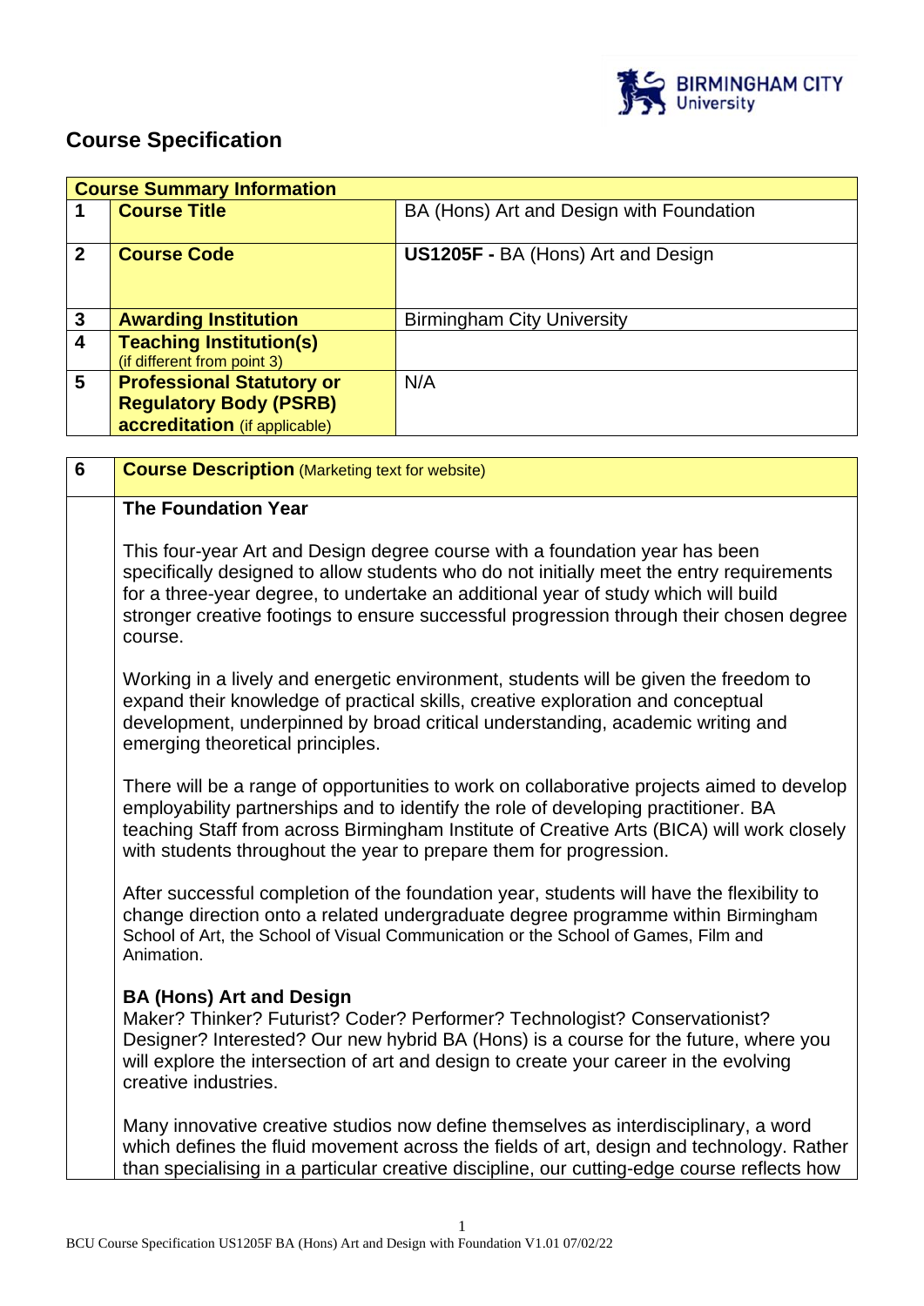# Course Specification

| Course Summary Information | | |
|---|---|---|
| 1 | **Course Title** | BA (Hons) Art and Design with Foundation |
| 2 | **Course Code** | **US1205F -** BA (Hons) Art and Design |
| 3 | **Awarding Institution** | Birmingham City University |
| 4 | **Teaching Institution(s)** (if different from point 3) | |
| 5 | **Professional Statutory or Regulatory Body (PSRB) accreditation** (if applicable) | N/A |

| 6 | **Course Description** (Marketing text for website) |
|---|---|
| | **The Foundation Year**<br><br>This four-year Art and Design degree course with a foundation year has been specifically designed to allow students who do not initially meet the entry requirements for a three-year degree, to undertake an additional year of study which will build stronger creative footings to ensure successful progression through their chosen degree course.<br><br>Working in a lively and energetic environment, students will be given the freedom to expand their knowledge of practical skills, creative exploration and conceptual development, underpinned by broad critical understanding, academic writing and emerging theoretical principles.<br><br>There will be a range of opportunities to work on collaborative projects aimed to develop employability partnerships and to identify the role of developing practitioner. BA teaching Staff from across Birmingham Institute of Creative Arts (BICA) will work closely with students throughout the year to prepare them for progression.<br><br>After successful completion of the foundation year, students will have the flexibility to change direction onto a related undergraduate degree programme within Birmingham School of Art, the School of Visual Communication or the School of Games, Film and Animation.<br><br>**BA (Hons) Art and Design**<br>Maker? Thinker? Futurist? Coder? Performer? Technologist? Conservationist? Designer? Interested? Our new hybrid BA (Hons) is a course for the future, where you will explore the intersection of art and design to create your career in the evolving creative industries.<br><br>Many innovative creative studios now define themselves as interdisciplinary, a word which defines the fluid movement across the fields of art, design and technology. Rather than specialising in a particular creative discipline, our cutting-edge course reflects how |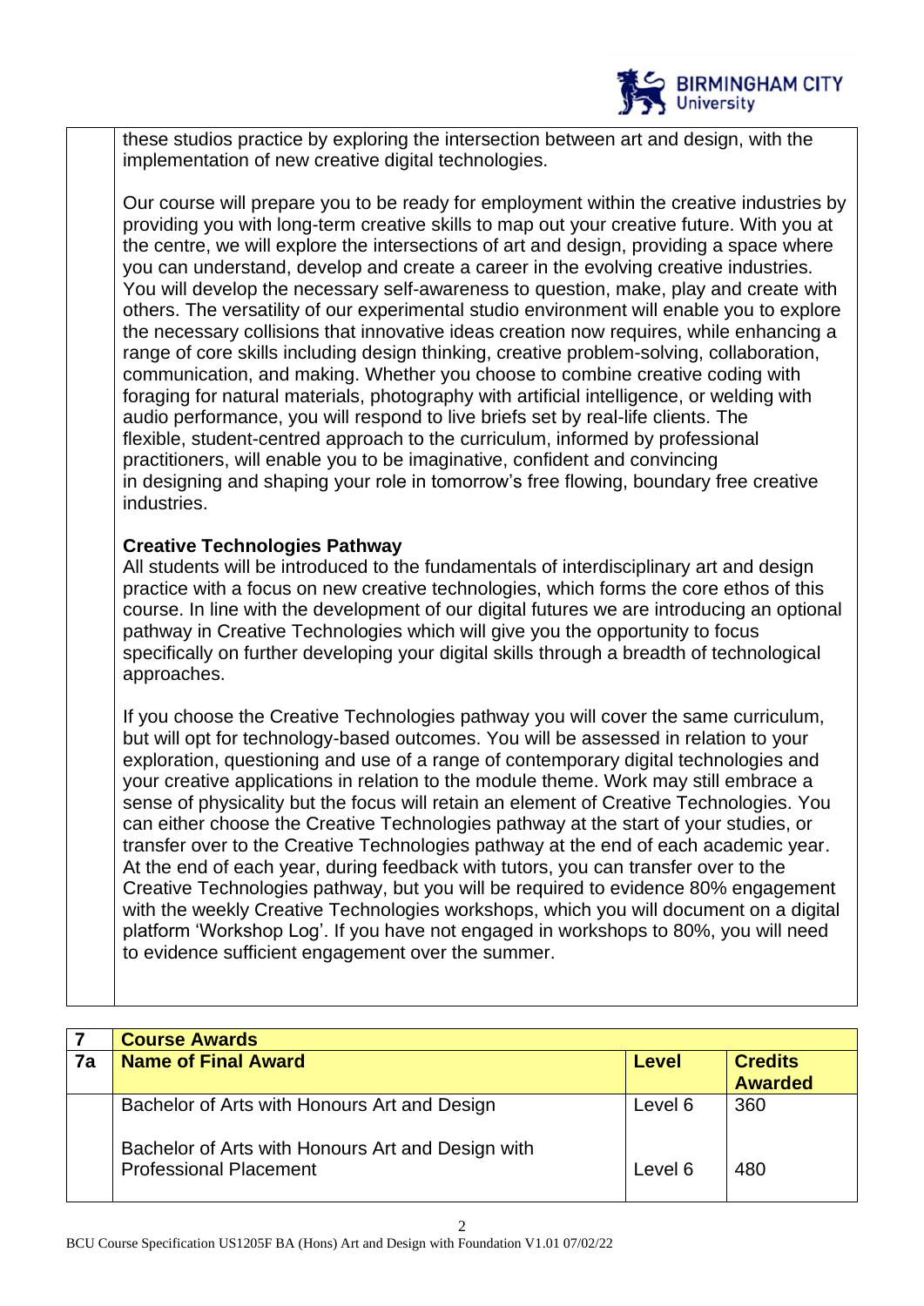these studios practice by exploring the intersection between art and design, with the implementation of new creative digital technologies.

Our course will prepare you to be ready for employment within the creative industries by providing you with long-term creative skills to map out your creative future. With you at the centre, we will explore the intersections of art and design, providing a space where you can understand, develop and create a career in the evolving creative industries. You will develop the necessary self-awareness to question, make, play and create with others. The versatility of our experimental studio environment will enable you to explore the necessary collisions that innovative ideas creation now requires, while enhancing a range of core skills including design thinking, creative problem-solving, collaboration, communication, and making. Whether you choose to combine creative coding with foraging for natural materials, photography with artificial intelligence, or welding with audio performance, you will respond to live briefs set by real-life clients. The flexible, student-centred approach to the curriculum, informed by professional practitioners, will enable you to be imaginative, confident and convincing in designing and shaping your role in tomorrow's free flowing, boundary free creative industries.

**Creative Technologies Pathway**

All students will be introduced to the fundamentals of interdisciplinary art and design practice with a focus on new creative technologies, which forms the core ethos of this course. In line with the development of our digital futures we are introducing an optional pathway in Creative Technologies which will give you the opportunity to focus specifically on further developing your digital skills through a breadth of technological approaches.

If you choose the Creative Technologies pathway you will cover the same curriculum, but will opt for technology-based outcomes. You will be assessed in relation to your exploration, questioning and use of a range of contemporary digital technologies and your creative applications in relation to the module theme. Work may still embrace a sense of physicality but the focus will retain an element of Creative Technologies. You can either choose the Creative Technologies pathway at the start of your studies, or transfer over to the Creative Technologies pathway at the end of each academic year. At the end of each year, during feedback with tutors, you can transfer over to the Creative Technologies pathway, but you will be required to evidence 80% engagement with the weekly Creative Technologies workshops, which you will document on a digital platform 'Workshop Log'. If you have not engaged in workshops to 80%, you will need to evidence sufficient engagement over the summer.

| 7 | **Course Awards** | | |
|---|---|---|---|
| **7a** | **Name of Final Award** | **Level** | **Credits Awarded** |
| | Bachelor of Arts with Honours Art and Design | Level 6 | 360 |
| | Bachelor of Arts with Honours Art and Design with Professional Placement | Level 6 | 480 |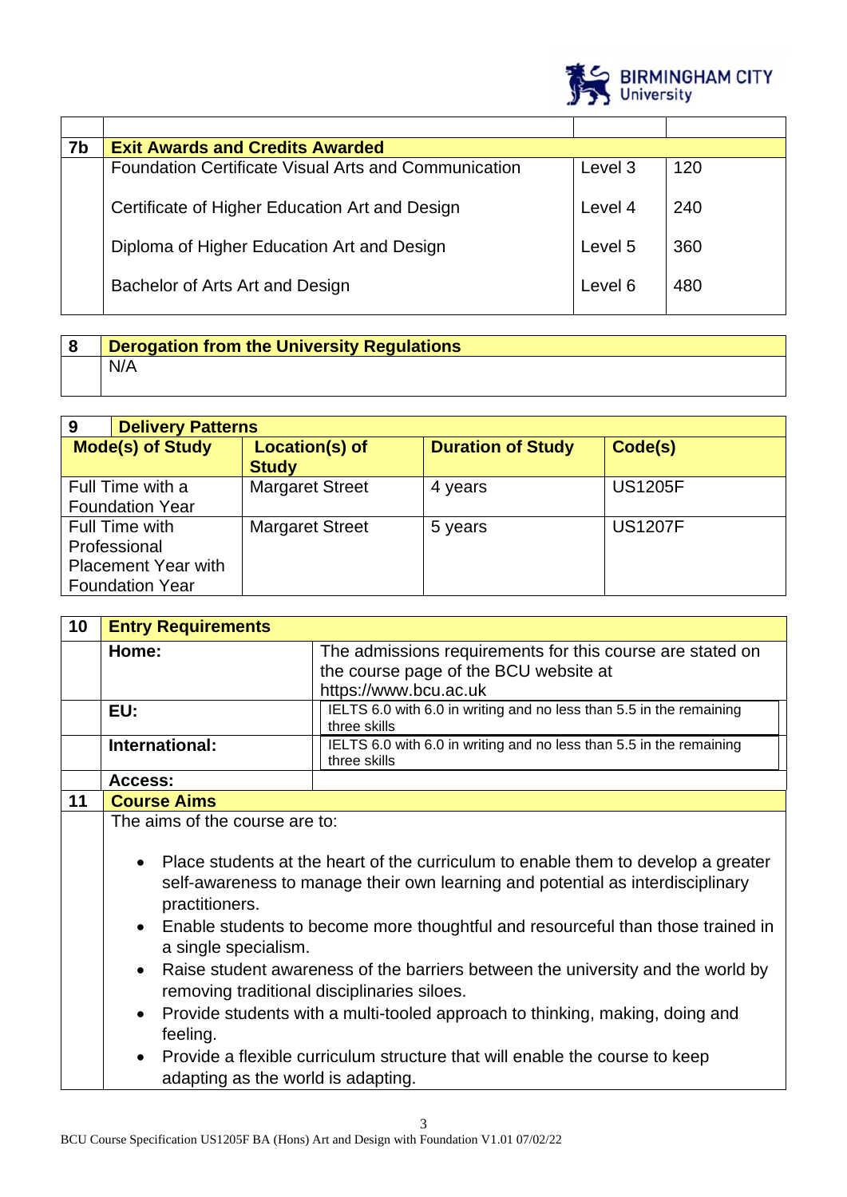| 7b | Exit Awards and Credits Awarded | | |
|---|---|---|---|
| | Foundation Certificate Visual Arts and Communication | Level 3 | 120 |
| | Certificate of Higher Education Art and Design | Level 4 | 240 |
| | Diploma of Higher Education Art and Design | Level 5 | 360 |
| | Bachelor of Arts Art and Design | Level 6 | 480 |

| 8 | Derogation from the University Regulations |
|---|---|
| | N/A |

| 9 Delivery Patterns | | | |
|---|---|---|---|
| **Mode(s) of Study** | **Location(s) of Study** | **Duration of Study** | **Code(s)** |
| Full Time with a Foundation Year | Margaret Street | 4 years | US1205F |
| Full Time with Professional Placement Year with Foundation Year | Margaret Street | 5 years | US1207F |

| 10 | Entry Requirements | |
|---|---|---|
| | **Home:** | The admissions requirements for this course are stated on the course page of the BCU website at https://www.bcu.ac.uk |
| | **EU:** | IELTS 6.0 with 6.0 in writing and no less than 5.5 in the remaining three skills |
| | **International:** | IELTS 6.0 with 6.0 in writing and no less than 5.5 in the remaining three skills |
| | **Access:** | |

## 11 Course Aims

The aims of the course are to:

- Place students at the heart of the curriculum to enable them to develop a greater self-awareness to manage their own learning and potential as interdisciplinary practitioners.
- Enable students to become more thoughtful and resourceful than those trained in a single specialism.
- Raise student awareness of the barriers between the university and the world by removing traditional disciplinaries siloes.
- Provide students with a multi-tooled approach to thinking, making, doing and feeling.
- Provide a flexible curriculum structure that will enable the course to keep adapting as the world is adapting.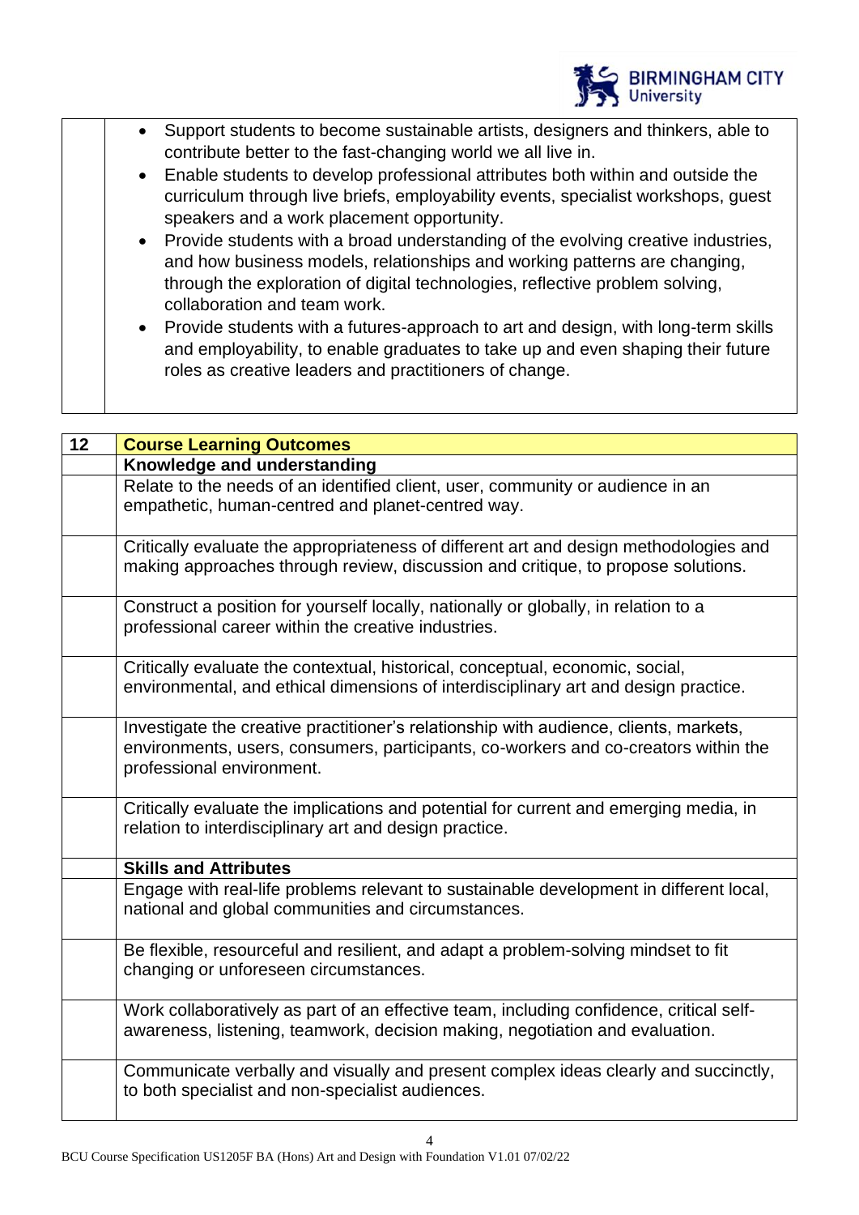| | |
|---|---|
| | • Support students to become sustainable artists, designers and thinkers, able to contribute better to the fast-changing world we all live in.<br>• Enable students to develop professional attributes both within and outside the curriculum through live briefs, employability events, specialist workshops, guest speakers and a work placement opportunity.<br>• Provide students with a broad understanding of the evolving creative industries, and how business models, relationships and working patterns are changing, through the exploration of digital technologies, reflective problem solving, collaboration and team work.<br>• Provide students with a futures-approach to art and design, with long-term skills and employability, to enable graduates to take up and even shaping their future roles as creative leaders and practitioners of change. |

| 12 | Course Learning Outcomes |
|---|---|
| | **Knowledge and understanding** |
| | Relate to the needs of an identified client, user, community or audience in an empathetic, human-centred and planet-centred way. |
| | Critically evaluate the appropriateness of different art and design methodologies and making approaches through review, discussion and critique, to propose solutions. |
| | Construct a position for yourself locally, nationally or globally, in relation to a professional career within the creative industries. |
| | Critically evaluate the contextual, historical, conceptual, economic, social, environmental, and ethical dimensions of interdisciplinary art and design practice. |
| | Investigate the creative practitioner's relationship with audience, clients, markets, environments, users, consumers, participants, co-workers and co-creators within the professional environment. |
| | Critically evaluate the implications and potential for current and emerging media, in relation to interdisciplinary art and design practice. |
| | **Skills and Attributes** |
| | Engage with real-life problems relevant to sustainable development in different local, national and global communities and circumstances. |
| | Be flexible, resourceful and resilient, and adapt a problem-solving mindset to fit changing or unforeseen circumstances. |
| | Work collaboratively as part of an effective team, including confidence, critical self-awareness, listening, teamwork, decision making, negotiation and evaluation. |
| | Communicate verbally and visually and present complex ideas clearly and succinctly, to both specialist and non-specialist audiences. |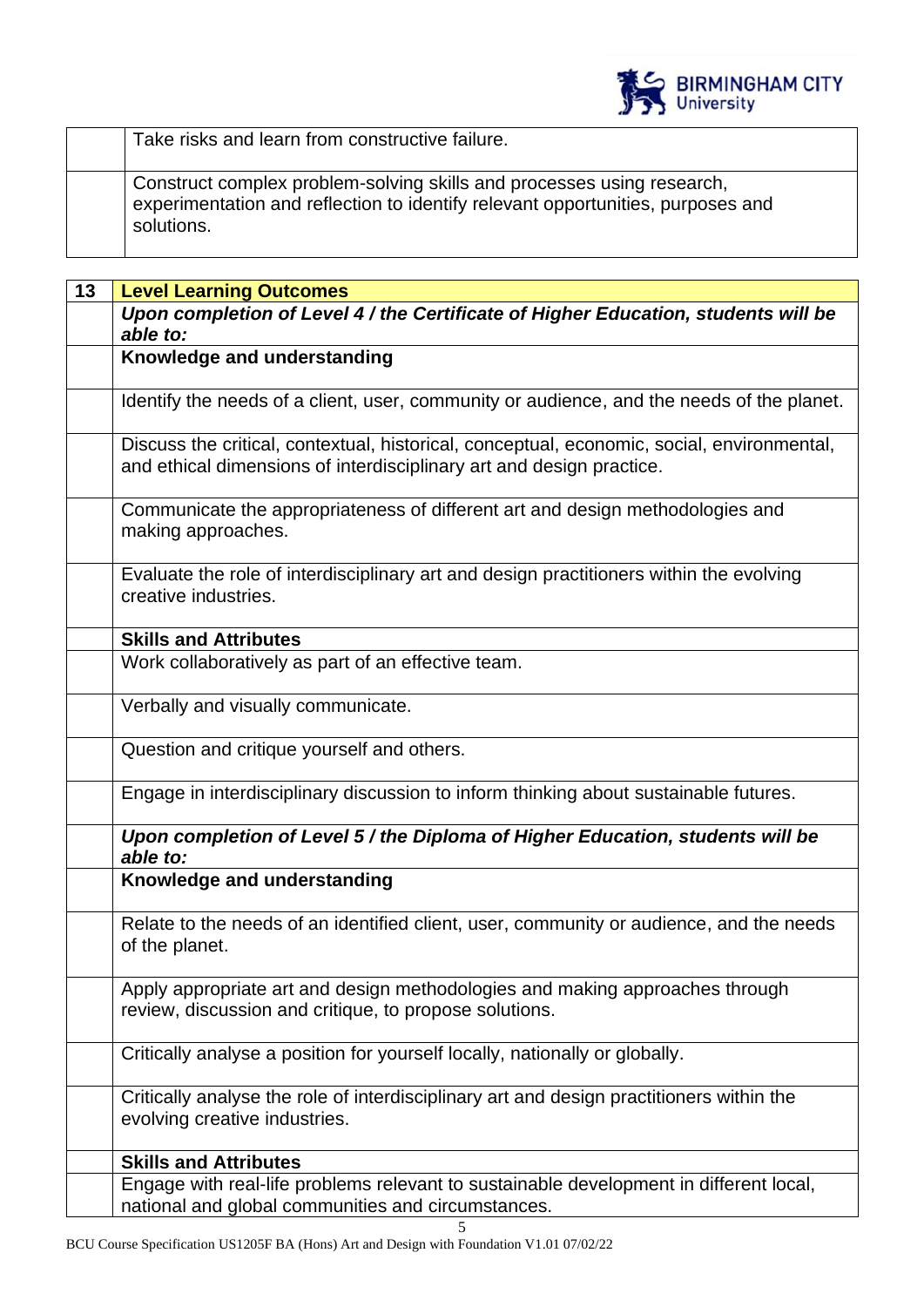| | |
|---|---|
| | Take risks and learn from constructive failure. |
| | Construct complex problem-solving skills and processes using research, experimentation and reflection to identify relevant opportunities, purposes and solutions. |

| 13 | **Level Learning Outcomes** |
|---|---|
| | ***Upon completion of Level 4 / the Certificate of Higher Education, students will be able to:*** |
| | **Knowledge and understanding** |
| | Identify the needs of a client, user, community or audience, and the needs of the planet. |
| | Discuss the critical, contextual, historical, conceptual, economic, social, environmental, and ethical dimensions of interdisciplinary art and design practice. |
| | Communicate the appropriateness of different art and design methodologies and making approaches. |
| | Evaluate the role of interdisciplinary art and design practitioners within the evolving creative industries. |
| | **Skills and Attributes** |
| | Work collaboratively as part of an effective team. |
| | Verbally and visually communicate. |
| | Question and critique yourself and others. |
| | Engage in interdisciplinary discussion to inform thinking about sustainable futures. |
| | ***Upon completion of Level 5 / the Diploma of Higher Education, students will be able to:*** |
| | **Knowledge and understanding** |
| | Relate to the needs of an identified client, user, community or audience, and the needs of the planet. |
| | Apply appropriate art and design methodologies and making approaches through review, discussion and critique, to propose solutions. |
| | Critically analyse a position for yourself locally, nationally or globally. |
| | Critically analyse the role of interdisciplinary art and design practitioners within the evolving creative industries. |
| | **Skills and Attributes** |
| | Engage with real-life problems relevant to sustainable development in different local, national and global communities and circumstances. |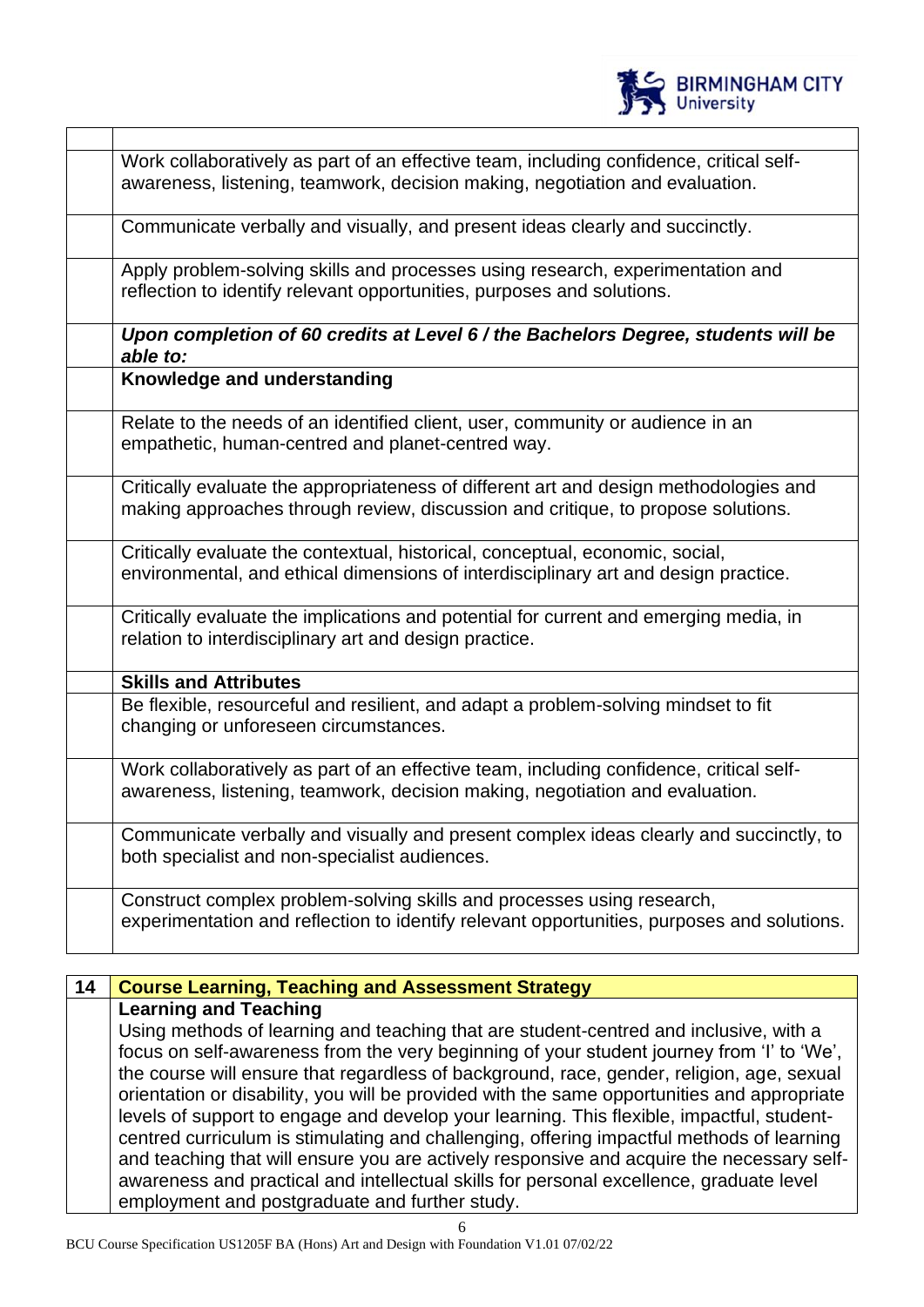| | |
|---|---|
| | Work collaboratively as part of an effective team, including confidence, critical self-awareness, listening, teamwork, decision making, negotiation and evaluation. |
| | Communicate verbally and visually, and present ideas clearly and succinctly. |
| | Apply problem-solving skills and processes using research, experimentation and reflection to identify relevant opportunities, purposes and solutions. |
| | ***Upon completion of 60 credits at Level 6 / the Bachelors Degree, students will be able to:*** |
| | **Knowledge and understanding** |
| | Relate to the needs of an identified client, user, community or audience in an empathetic, human-centred and planet-centred way. |
| | Critically evaluate the appropriateness of different art and design methodologies and making approaches through review, discussion and critique, to propose solutions. |
| | Critically evaluate the contextual, historical, conceptual, economic, social, environmental, and ethical dimensions of interdisciplinary art and design practice. |
| | Critically evaluate the implications and potential for current and emerging media, in relation to interdisciplinary art and design practice. |
| | **Skills and Attributes** |
| | Be flexible, resourceful and resilient, and adapt a problem-solving mindset to fit changing or unforeseen circumstances. |
| | Work collaboratively as part of an effective team, including confidence, critical self-awareness, listening, teamwork, decision making, negotiation and evaluation. |
| | Communicate verbally and visually and present complex ideas clearly and succinctly, to both specialist and non-specialist audiences. |
| | Construct complex problem-solving skills and processes using research, experimentation and reflection to identify relevant opportunities, purposes and solutions. |

| 14 | Course Learning, Teaching and Assessment Strategy |
|---|---|
| | **Learning and Teaching**<br>Using methods of learning and teaching that are student-centred and inclusive, with a focus on self-awareness from the very beginning of your student journey from 'I' to 'We', the course will ensure that regardless of background, race, gender, religion, age, sexual orientation or disability, you will be provided with the same opportunities and appropriate levels of support to engage and develop your learning. This flexible, impactful, student-centred curriculum is stimulating and challenging, offering impactful methods of learning and teaching that will ensure you are actively responsive and acquire the necessary self-awareness and practical and intellectual skills for personal excellence, graduate level employment and postgraduate and further study. |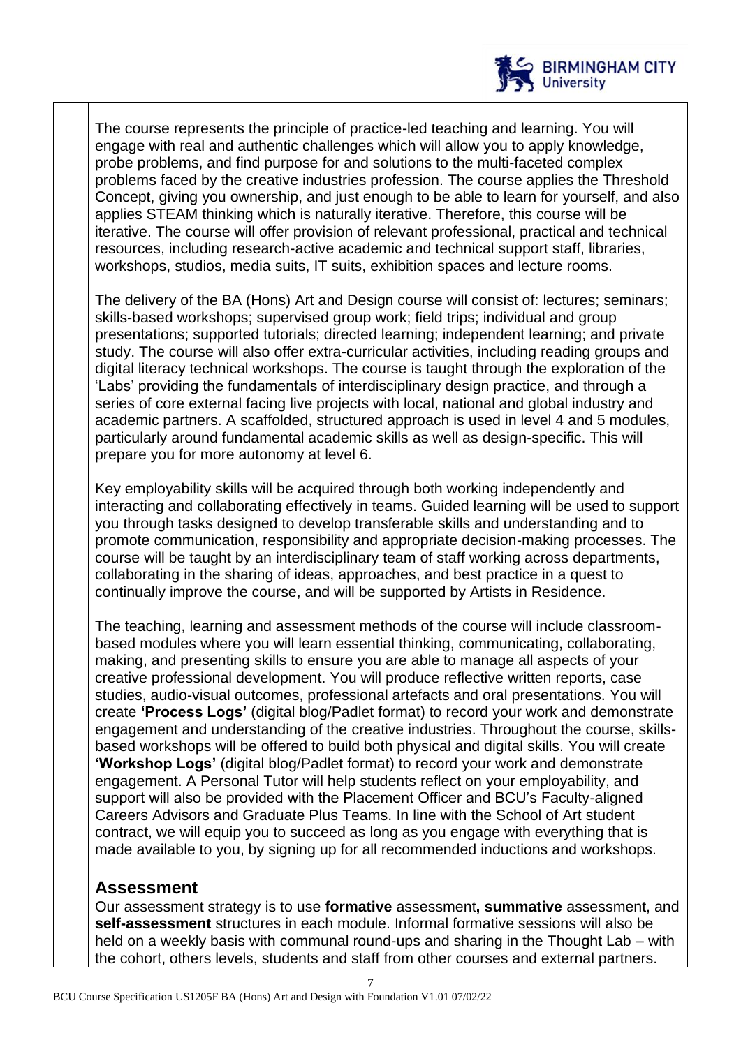The course represents the principle of practice-led teaching and learning. You will engage with real and authentic challenges which will allow you to apply knowledge, probe problems, and find purpose for and solutions to the multi-faceted complex problems faced by the creative industries profession. The course applies the Threshold Concept, giving you ownership, and just enough to be able to learn for yourself, and also applies STEAM thinking which is naturally iterative. Therefore, this course will be iterative. The course will offer provision of relevant professional, practical and technical resources, including research-active academic and technical support staff, libraries, workshops, studios, media suits, IT suits, exhibition spaces and lecture rooms.

The delivery of the BA (Hons) Art and Design course will consist of: lectures; seminars; skills-based workshops; supervised group work; field trips; individual and group presentations; supported tutorials; directed learning; independent learning; and private study. The course will also offer extra-curricular activities, including reading groups and digital literacy technical workshops. The course is taught through the exploration of the 'Labs' providing the fundamentals of interdisciplinary design practice, and through a series of core external facing live projects with local, national and global industry and academic partners. A scaffolded, structured approach is used in level 4 and 5 modules, particularly around fundamental academic skills as well as design-specific. This will prepare you for more autonomy at level 6.

Key employability skills will be acquired through both working independently and interacting and collaborating effectively in teams. Guided learning will be used to support you through tasks designed to develop transferable skills and understanding and to promote communication, responsibility and appropriate decision-making processes. The course will be taught by an interdisciplinary team of staff working across departments, collaborating in the sharing of ideas, approaches, and best practice in a quest to continually improve the course, and will be supported by Artists in Residence.

The teaching, learning and assessment methods of the course will include classroom-based modules where you will learn essential thinking, communicating, collaborating, making, and presenting skills to ensure you are able to manage all aspects of your creative professional development. You will produce reflective written reports, case studies, audio-visual outcomes, professional artefacts and oral presentations. You will create **'Process Logs'** (digital blog/Padlet format) to record your work and demonstrate engagement and understanding of the creative industries. Throughout the course, skills-based workshops will be offered to build both physical and digital skills. You will create **'Workshop Logs'** (digital blog/Padlet format) to record your work and demonstrate engagement. A Personal Tutor will help students reflect on your employability, and support will also be provided with the Placement Officer and BCU's Faculty-aligned Careers Advisors and Graduate Plus Teams. In line with the School of Art student contract, we will equip you to succeed as long as you engage with everything that is made available to you, by signing up for all recommended inductions and workshops.

## Assessment

Our assessment strategy is to use **formative** assessment**, summative** assessment, and **self-assessment** structures in each module. Informal formative sessions will also be held on a weekly basis with communal round-ups and sharing in the Thought Lab – with the cohort, others levels, students and staff from other courses and external partners.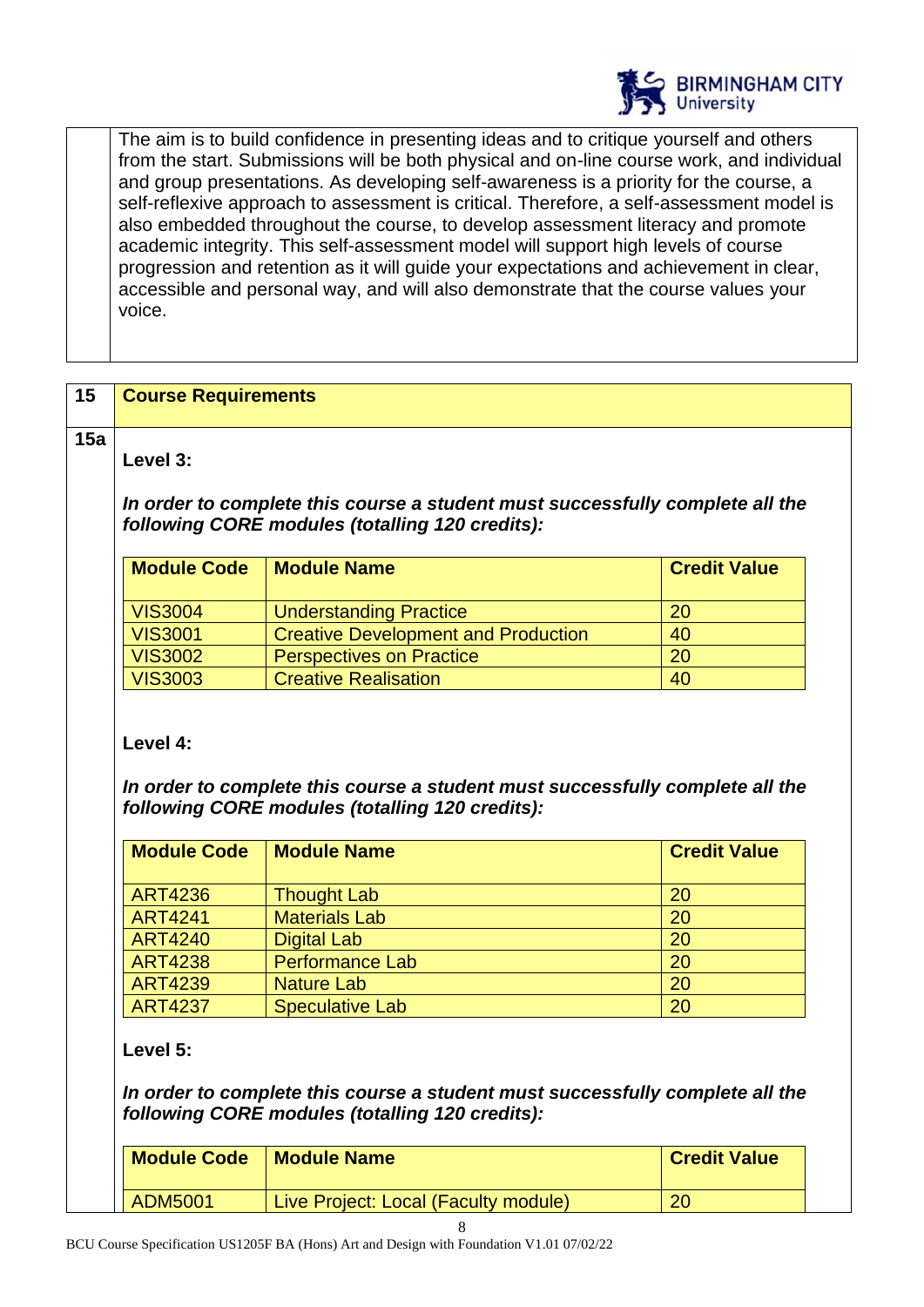The aim is to build confidence in presenting ideas and to critique yourself and others from the start. Submissions will be both physical and on-line course work, and individual and group presentations. As developing self-awareness is a priority for the course, a self-reflexive approach to assessment is critical. Therefore, a self-assessment model is also embedded throughout the course, to develop assessment literacy and promote academic integrity. This self-assessment model will support high levels of course progression and retention as it will guide your expectations and achievement in clear, accessible and personal way, and will also demonstrate that the course values your voice.

## 15 Course Requirements

### 15a

**Level 3:**

***In order to complete this course a student must successfully complete all the following CORE modules (totalling 120 credits):***

| Module Code | Module Name | Credit Value |
|---|---|---|
| VIS3004 | Understanding Practice | 20 |
| VIS3001 | Creative Development and Production | 40 |
| VIS3002 | Perspectives on Practice | 20 |
| VIS3003 | Creative Realisation | 40 |

**Level 4:**

***In order to complete this course a student must successfully complete all the following CORE modules (totalling 120 credits):***

| Module Code | Module Name | Credit Value |
|---|---|---|
| ART4236 | Thought Lab | 20 |
| ART4241 | Materials Lab | 20 |
| ART4240 | Digital Lab | 20 |
| ART4238 | Performance Lab | 20 |
| ART4239 | Nature Lab | 20 |
| ART4237 | Speculative Lab | 20 |

**Level 5:**

***In order to complete this course a student must successfully complete all the following CORE modules (totalling 120 credits):***

| Module Code | Module Name | Credit Value |
|---|---|---|
| ADM5001 | Live Project: Local (Faculty module) | 20 |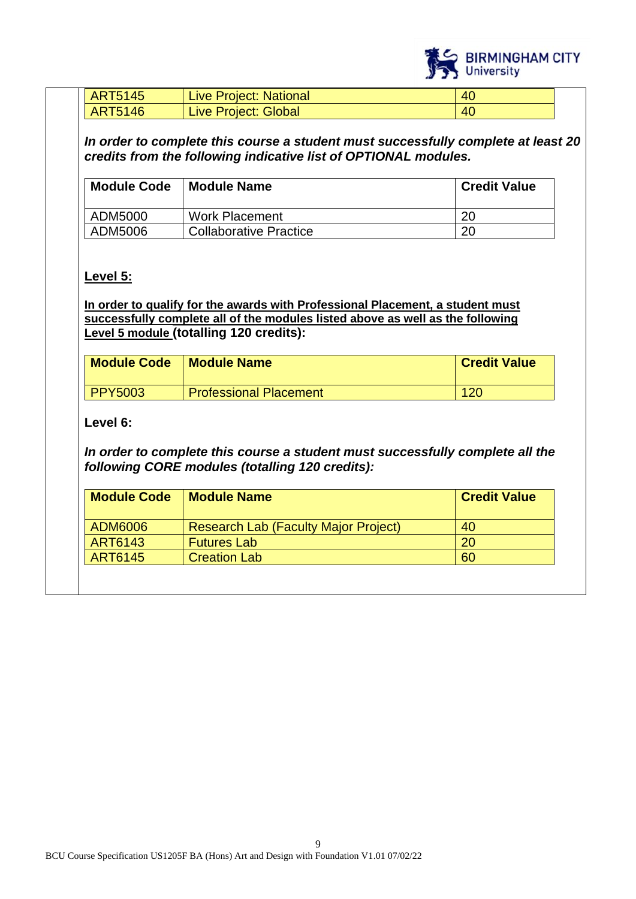| ART5145 | Live Project: National | 40 |
|---|---|---|
| ART5146 | Live Project: Global | 40 |

***In order to complete this course a student must successfully complete at least 20 credits from the following indicative list of OPTIONAL modules.***

| Module Code | Module Name | Credit Value |
|---|---|---|
| ADM5000 | Work Placement | 20 |
| ADM5006 | Collaborative Practice | 20 |

**Level 5:**

**In order to qualify for the awards with Professional Placement, a student must successfully complete all of the modules listed above as well as the following Level 5 module (totalling 120 credits):**

| Module Code | Module Name | Credit Value |
|---|---|---|
| PPY5003 | Professional Placement | 120 |

**Level 6:**

***In order to complete this course a student must successfully complete all the following CORE modules (totalling 120 credits):***

| Module Code | Module Name | Credit Value |
|---|---|---|
| ADM6006 | Research Lab (Faculty Major Project) | 40 |
| ART6143 | Futures Lab | 20 |
| ART6145 | Creation Lab | 60 |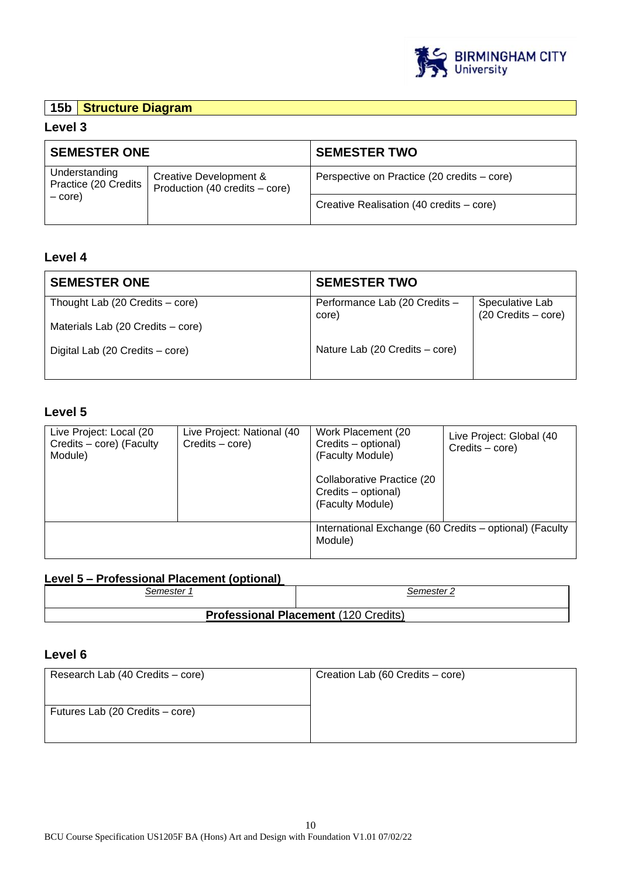## 15b Structure Diagram

### Level 3

| SEMESTER ONE | | SEMESTER TWO |
|---|---|---|
| Understanding Practice (20 Credits – core) | Creative Development & Production (40 credits – core) | Perspective on Practice (20 credits – core) |
| | | Creative Realisation (40 credits – core) |

### Level 4

| SEMESTER ONE | SEMESTER TWO | |
|---|---|---|
| Thought Lab (20 Credits – core) | Performance Lab (20 Credits – core) | Speculative Lab (20 Credits – core) |
| Materials Lab (20 Credits – core) | | |
| Digital Lab (20 Credits – core) | Nature Lab (20 Credits – core) | |

### Level 5

| | | | |
|---|---|---|---|
| Live Project: Local (20 Credits – core) (Faculty Module) | Live Project: National (40 Credits – core) | Work Placement (20 Credits – optional) (Faculty Module)<br><br>Collaborative Practice (20 Credits – optional) (Faculty Module) | Live Project: Global (40 Credits – core) |
| | | International Exchange (60 Credits – optional) (Faculty Module) | |

### Level 5 – Professional Placement (optional)

| *Semester 1* | *Semester 2* |
|---|---|
| **Professional Placement** (120 Credits) | |

### Level 6

| | |
|---|---|
| Research Lab (40 Credits – core) | Creation Lab (60 Credits – core) |
| Futures Lab (20 Credits – core) | |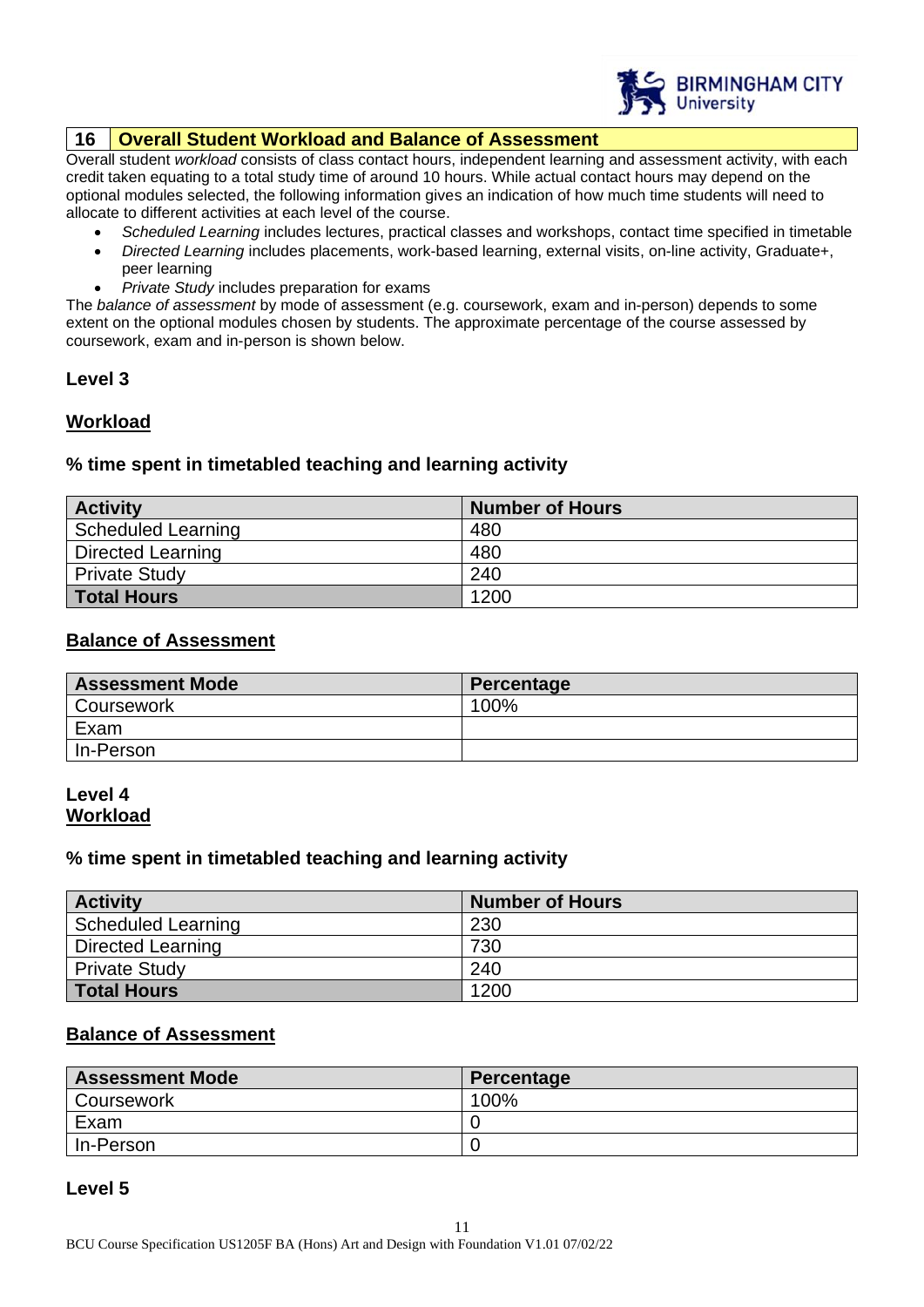## 16 Overall Student Workload and Balance of Assessment

Overall student *workload* consists of class contact hours, independent learning and assessment activity, with each credit taken equating to a total study time of around 10 hours. While actual contact hours may depend on the optional modules selected, the following information gives an indication of how much time students will need to allocate to different activities at each level of the course.

- *Scheduled Learning* includes lectures, practical classes and workshops, contact time specified in timetable
- *Directed Learning* includes placements, work-based learning, external visits, on-line activity, Graduate+, peer learning
- *Private Study* includes preparation for exams

The *balance of assessment* by mode of assessment (e.g. coursework, exam and in-person) depends to some extent on the optional modules chosen by students. The approximate percentage of the course assessed by coursework, exam and in-person is shown below.

### Level 3

**Workload**

**% time spent in timetabled teaching and learning activity**

| Activity | Number of Hours |
|---|---|
| Scheduled Learning | 480 |
| Directed Learning | 480 |
| Private Study | 240 |
| **Total Hours** | 1200 |

**Balance of Assessment**

| Assessment Mode | Percentage |
|---|---|
| Coursework | 100% |
| Exam | |
| In-Person | |

### Level 4

**Workload**

**% time spent in timetabled teaching and learning activity**

| Activity | Number of Hours |
|---|---|
| Scheduled Learning | 230 |
| Directed Learning | 730 |
| Private Study | 240 |
| **Total Hours** | 1200 |

**Balance of Assessment**

| Assessment Mode | Percentage |
|---|---|
| Coursework | 100% |
| Exam | 0 |
| In-Person | 0 |

### Level 5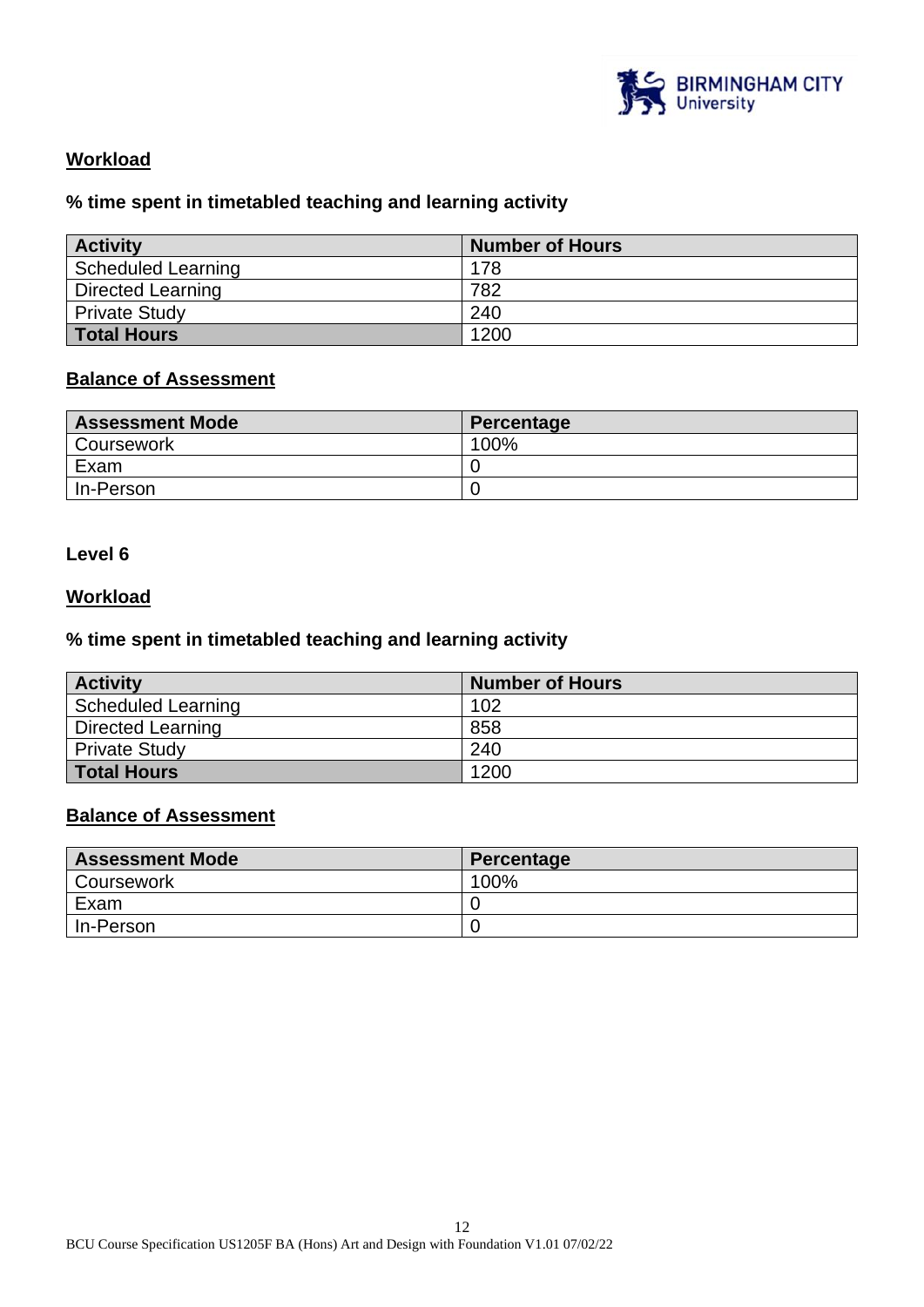**Workload**

**% time spent in timetabled teaching and learning activity**

| Activity | Number of Hours |
|---|---|
| Scheduled Learning | 178 |
| Directed Learning | 782 |
| Private Study | 240 |
| **Total Hours** | 1200 |

**Balance of Assessment**

| Assessment Mode | Percentage |
|---|---|
| Coursework | 100% |
| Exam | 0 |
| In-Person | 0 |

**Level 6**

**Workload**

**% time spent in timetabled teaching and learning activity**

| Activity | Number of Hours |
|---|---|
| Scheduled Learning | 102 |
| Directed Learning | 858 |
| Private Study | 240 |
| **Total Hours** | 1200 |

**Balance of Assessment**

| Assessment Mode | Percentage |
|---|---|
| Coursework | 100% |
| Exam | 0 |
| In-Person | 0 |